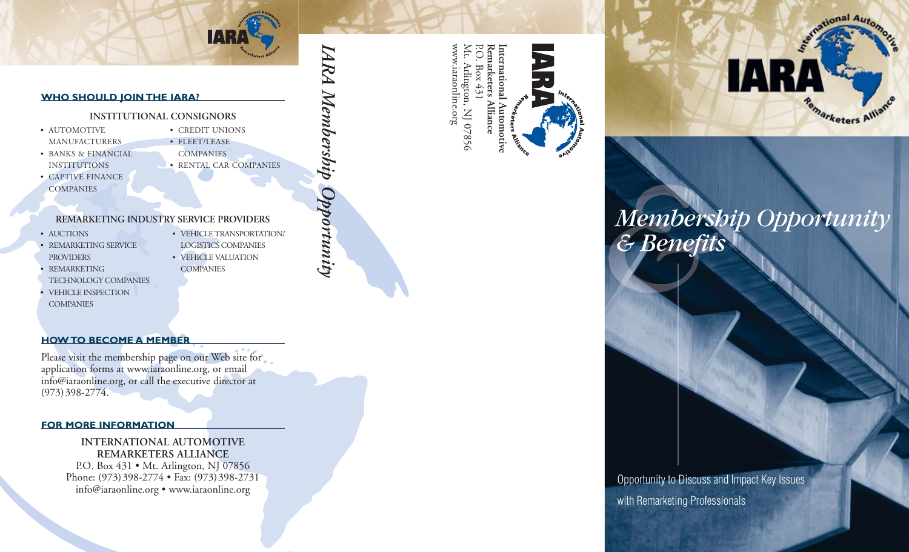## WHO SHOULD JOIN THE IARA?

### INSTITUTIONAL CONSIGNORS

- AUTOMOTIVE MANUFACTURERS
- BANKS & FINANCIAL INSTITUTIONS
- CAPTIVE FINANCE COMPANIES
- CREDIT UNIONS
- FLEET/LEASE COMPANIES
- RENTAL CAR COMPANIES

### REMARKETING INDUSTRY SERVICE PROVIDERS

- AUCTIONS
- REMARKETING SERVICE PROVIDERS
- REMARKETING TECHNOLOGY COMPANIES
- VEHICLE INSPECTION COMPANIES
- VEHICLE TRANSPORTATION/ LOGISTICS COMPANIES
- VEHICLE VALUATION COMPANIES

## HOW TO BECOME A MEMBER

Please visit the membership page on our Web site for application forms at www.iaraonline.org, or email info@iaraonline.org, or call the executive director at (973) 398-2774.

## FOR MORE INFORMATION

**INTERNATIONAL AUTOMOTIVE REMARKETERS ALLIANCE**
P.O. Box 431 • Mt. Arlington, NJ 07856
Phone: (973) 398-2774 • Fax: (973) 398-2731
info@iaraonline.org • www.iaraonline.org

*IARA Membership Opportunity*

**International Automotive Remarketers Alliance**
P.O. Box 431
Mt. Arlington, NJ 07856
www.iaraonline.org

IARA International Automotive Remarketers Alliance

# *Membership Opportunity & Benefits*

Opportunity to Discuss and Impact Key Issues with Remarketing Professionals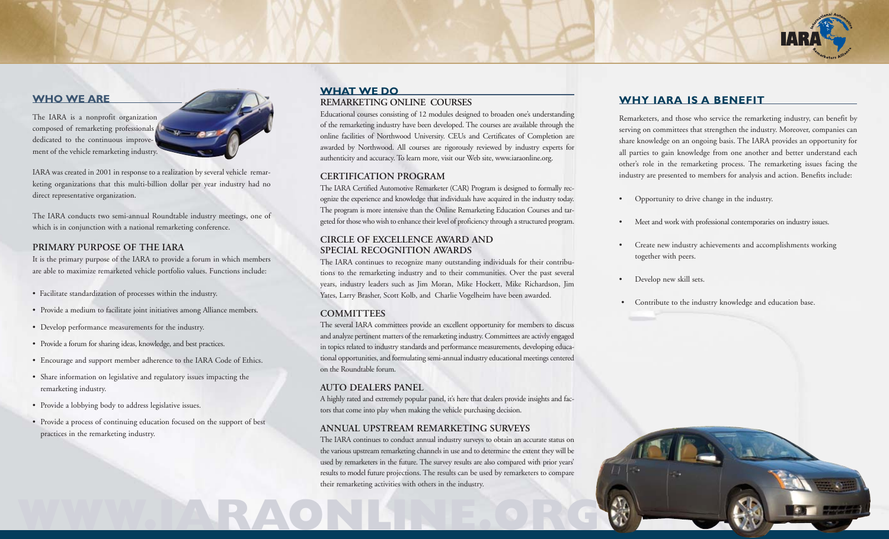## WHO WE ARE

The IARA is a nonprofit organization composed of remarketing professionals dedicated to the continuous improvement of the vehicle remarketing industry.

IARA was created in 2001 in response to a realization by several vehicle remarketing organizations that this multi-billion dollar per year industry had no direct representative organization.

The IARA conducts two semi-annual Roundtable industry meetings, one of which is in conjunction with a national remarketing conference.

### PRIMARY PURPOSE OF THE IARA

It is the primary purpose of the IARA to provide a forum in which members are able to maximize remarketed vehicle portfolio values. Functions include:

- Facilitate standardization of processes within the industry.
- Provide a medium to facilitate joint initiatives among Alliance members.
- Develop performance measurements for the industry.
- Provide a forum for sharing ideas, knowledge, and best practices.
- Encourage and support member adherence to the IARA Code of Ethics.
- Share information on legislative and regulatory issues impacting the remarketing industry.
- Provide a lobbying body to address legislative issues.
- Provide a process of continuing education focused on the support of best practices in the remarketing industry.

## WHAT WE DO

### REMARKETING ONLINE COURSES

Educational courses consisting of 12 modules designed to broaden one's understanding of the remarketing industry have been developed. The courses are available through the online facilities of Northwood University. CEUs and Certificates of Completion are awarded by Northwood. All courses are rigorously reviewed by industry experts for authenticity and accuracy. To learn more, visit our Web site, www.iaraonline.org.

### CERTIFICATION PROGRAM

The IARA Certified Automotive Remarketer (CAR) Program is designed to formally recognize the experience and knowledge that individuals have acquired in the industry today. The program is more intensive than the Online Remarketing Education Courses and targeted for those who wish to enhance their level of proficiency through a structured program.

### CIRCLE OF EXCELLENCE AWARD AND SPECIAL RECOGNITION AWARDS

The IARA continues to recognize many outstanding individuals for their contributions to the remarketing industry and to their communities. Over the past several years, industry leaders such as Jim Moran, Mike Hockett, Mike Richardson, Jim Yates, Larry Brasher, Scott Kolb, and Charlie Vogelheim have been awarded.

### COMMITTEES

The several IARA committees provide an excellent opportunity for members to discuss and analyze pertinent matters of the remarketing industry. Committees are activly engaged in topics related to industry standards and performance measurements, developing educational opportunities, and formulating semi-annual industry educational meetings centered on the Roundtable forum.

### AUTO DEALERS PANEL

A highly rated and extremely popular panel, it's here that dealers provide insights and factors that come into play when making the vehicle purchasing decision.

### ANNUAL UPSTREAM REMARKETING SURVEYS

The IARA continues to conduct annual industry surveys to obtain an accurate status on the various upstream remarketing channels in use and to determine the extent they will be used by remarketers in the future. The survey results are also compared with prior years' results to model future projections. The results can be used by remarketers to compare their remarketing activities with others in the industry.

## WHY IARA IS A BENEFIT

Remarketers, and those who service the remarketing industry, can benefit by serving on committees that strengthen the industry. Moreover, companies can share knowledge on an ongoing basis. The IARA provides an opportunity for all parties to gain knowledge from one another and better understand each other's role in the remarketing process. The remarketing issues facing the industry are presented to members for analysis and action. Benefits include:

- Opportunity to drive change in the industry.
- Meet and work with professional contemporaries on industry issues.
- Create new industry achievements and accomplishments working together with peers.
- Develop new skill sets.
- Contribute to the industry knowledge and education base.

WWW.IARAONLINE.ORG